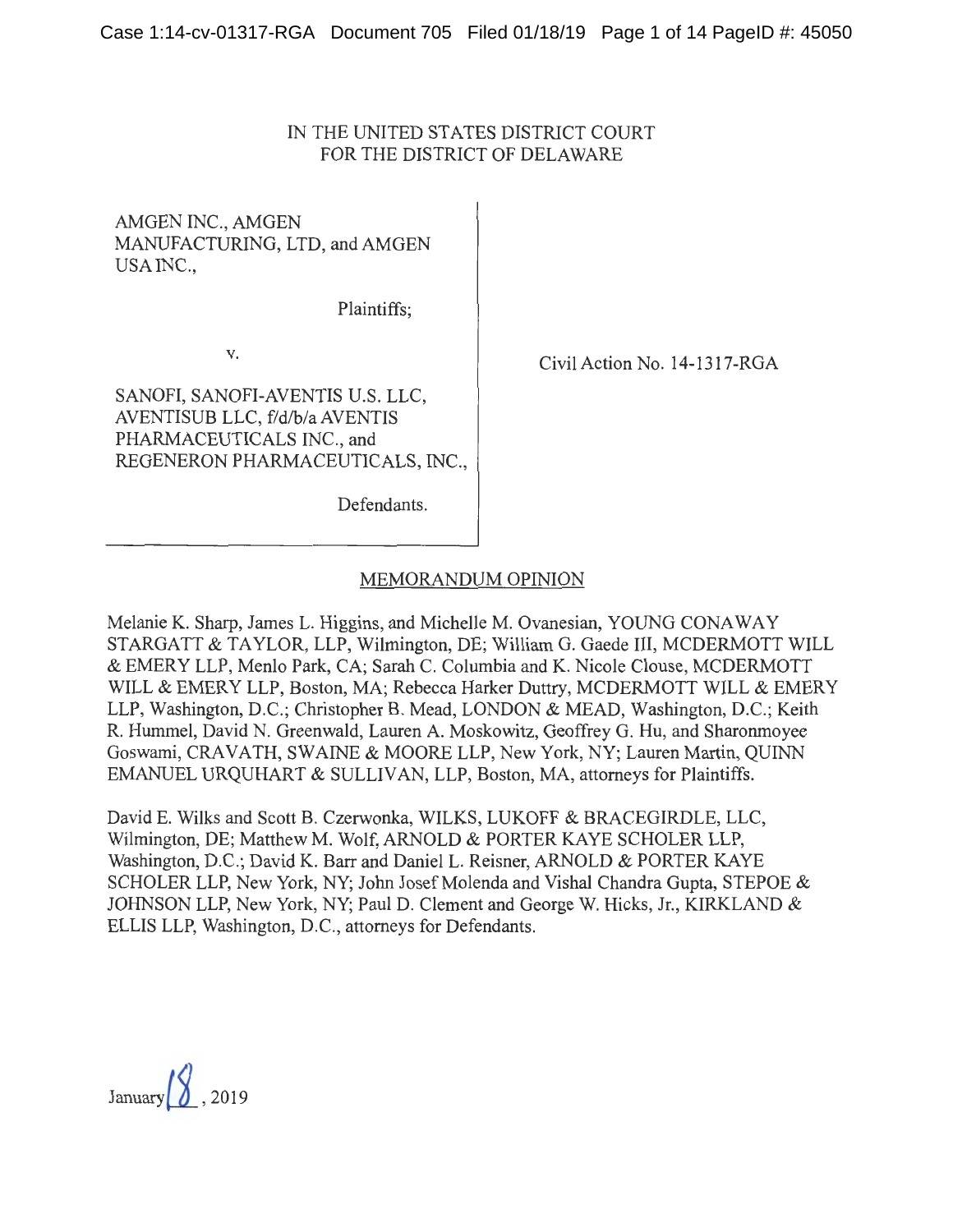IN THE UNITED STATES DISTRICT COURT
FOR THE DISTRICT OF DELAWARE

AMGEN INC., AMGEN MANUFACTURING, LTD, and AMGEN USA INC.,

Plaintiffs;

v.

SANOFI, SANOFI-AVENTIS U.S. LLC, AVENTISUB LLC, f/d/b/a AVENTIS PHARMACEUTICALS INC., and REGENERON PHARMACEUTICALS, INC.,

Defendants.

Civil Action No. 14-1317-RGA

## MEMORANDUM OPINION

Melanie K. Sharp, James L. Higgins, and Michelle M. Ovanesian, YOUNG CONAWAY STARGATT & TAYLOR, LLP, Wilmington, DE; William G. Gaede III, MCDERMOTT WILL & EMERY LLP, Menlo Park, CA; Sarah C. Columbia and K. Nicole Clouse, MCDERMOTT WILL & EMERY LLP, Boston, MA; Rebecca Harker Duttry, MCDERMOTT WILL & EMERY LLP, Washington, D.C.; Christopher B. Mead, LONDON & MEAD, Washington, D.C.; Keith R. Hummel, David N. Greenwald, Lauren A. Moskowitz, Geoffrey G. Hu, and Sharonmoyee Goswami, CRAVATH, SWAINE & MOORE LLP, New York, NY; Lauren Martin, QUINN EMANUEL URQUHART & SULLIVAN, LLP, Boston, MA, attorneys for Plaintiffs.

David E. Wilks and Scott B. Czerwonka, WILKS, LUKOFF & BRACEGIRDLE, LLC, Wilmington, DE; Matthew M. Wolf, ARNOLD & PORTER KAYE SCHOLER LLP, Washington, D.C.; David K. Barr and Daniel L. Reisner, ARNOLD & PORTER KAYE SCHOLER LLP, New York, NY; John Josef Molenda and Vishal Chandra Gupta, STEPOE & JOHNSON LLP, New York, NY; Paul D. Clement and George W. Hicks, Jr., KIRKLAND & ELLIS LLP, Washington, D.C., attorneys for Defendants.

January 18, 2019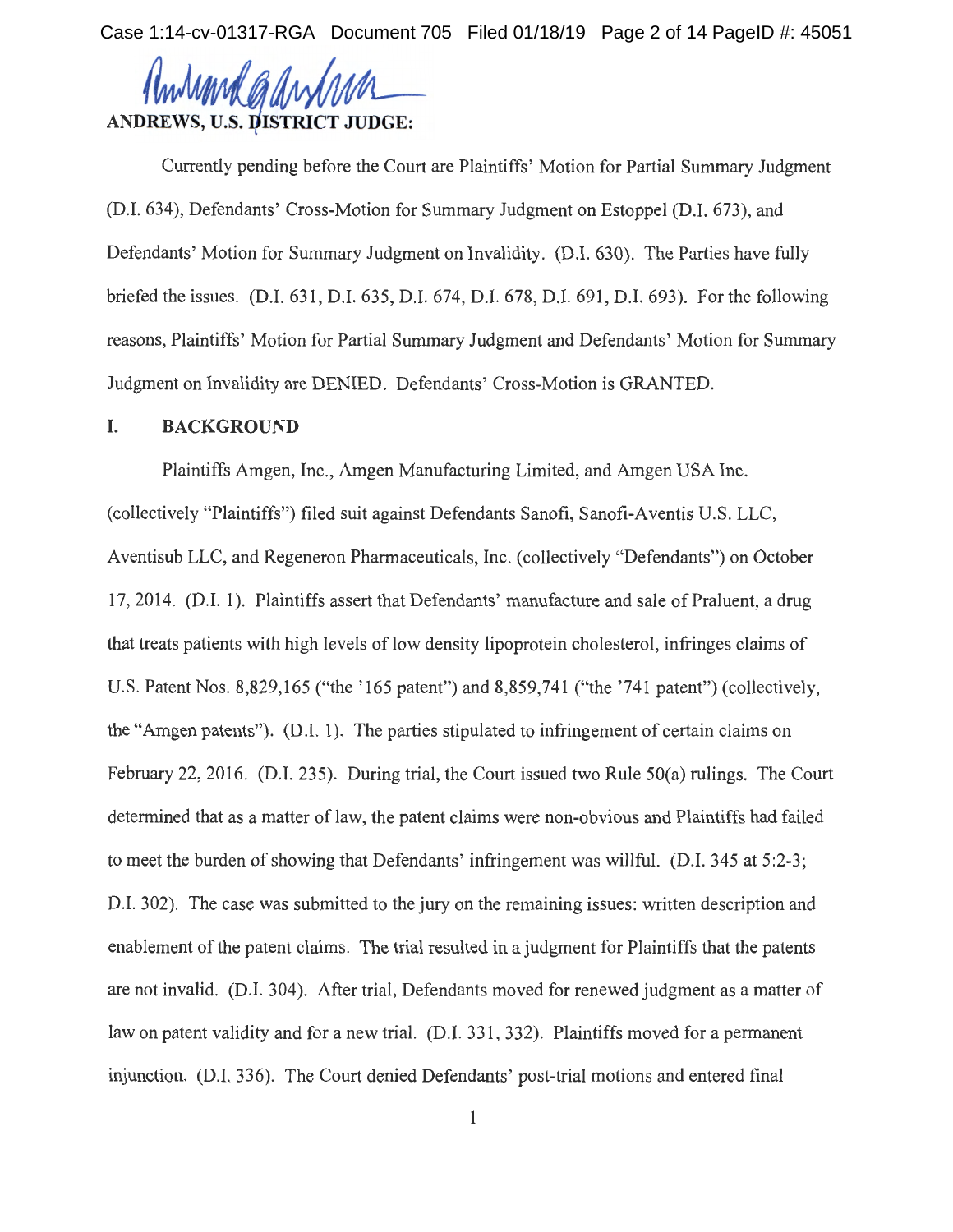ANDREWS, U.S. DISTRICT JUDGE:

Currently pending before the Court are Plaintiffs' Motion for Partial Summary Judgment (D.I. 634), Defendants' Cross-Motion for Summary Judgment on Estoppel (D.I. 673), and Defendants' Motion for Summary Judgment on Invalidity. (D.I. 630). The Parties have fully briefed the issues. (D.I. 631, D.I. 635, D.I. 674, D.I. 678, D.I. 691, D.I. 693). For the following reasons, Plaintiffs' Motion for Partial Summary Judgment and Defendants' Motion for Summary Judgment on Invalidity are DENIED. Defendants' Cross-Motion is GRANTED.

## I. BACKGROUND

Plaintiffs Amgen, Inc., Amgen Manufacturing Limited, and Amgen USA Inc. (collectively "Plaintiffs") filed suit against Defendants Sanofi, Sanofi-Aventis U.S. LLC, Aventisub LLC, and Regeneron Pharmaceuticals, Inc. (collectively "Defendants") on October 17, 2014. (D.I. 1). Plaintiffs assert that Defendants' manufacture and sale of Praluent, a drug that treats patients with high levels of low density lipoprotein cholesterol, infringes claims of U.S. Patent Nos. 8,829,165 ("the '165 patent") and 8,859,741 ("the '741 patent") (collectively, the "Amgen patents"). (D.I. 1). The parties stipulated to infringement of certain claims on February 22, 2016. (D.I. 235). During trial, the Court issued two Rule 50(a) rulings. The Court determined that as a matter of law, the patent claims were non-obvious and Plaintiffs had failed to meet the burden of showing that Defendants' infringement was willful. (D.I. 345 at 5:2-3; D.I. 302). The case was submitted to the jury on the remaining issues: written description and enablement of the patent claims. The trial resulted in a judgment for Plaintiffs that the patents are not invalid. (D.I. 304). After trial, Defendants moved for renewed judgment as a matter of law on patent validity and for a new trial. (D.I. 331, 332). Plaintiffs moved for a permanent injunction. (D.I. 336). The Court denied Defendants' post-trial motions and entered final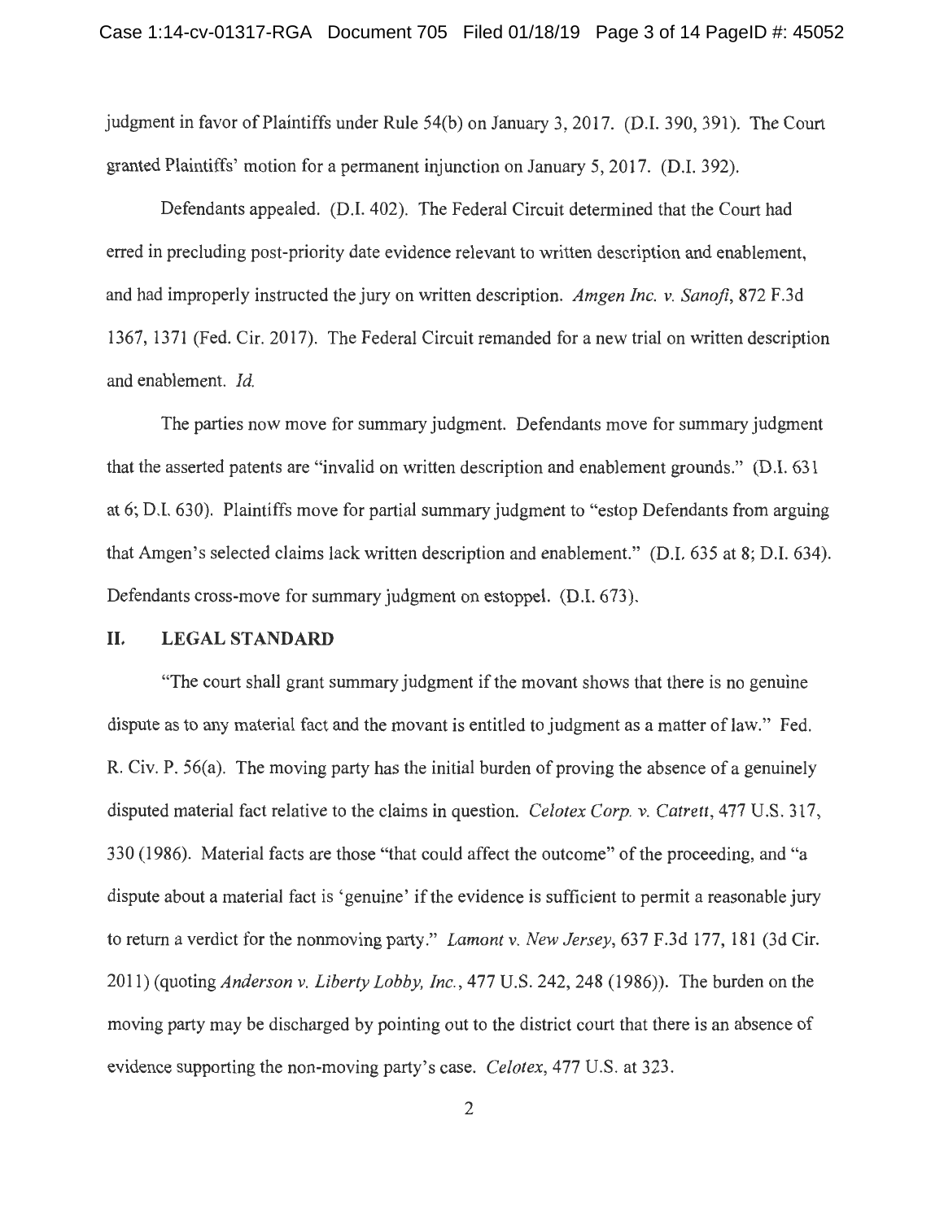judgment in favor of Plaintiffs under Rule 54(b) on January 3, 2017. (D.I. 390, 391). The Court granted Plaintiffs' motion for a permanent injunction on January 5, 2017. (D.I. 392).

Defendants appealed. (D.I. 402). The Federal Circuit determined that the Court had erred in precluding post-priority date evidence relevant to written description and enablement, and had improperly instructed the jury on written description. *Amgen Inc. v. Sanofi*, 872 F.3d 1367, 1371 (Fed. Cir. 2017). The Federal Circuit remanded for a new trial on written description and enablement. *Id.*

The parties now move for summary judgment. Defendants move for summary judgment that the asserted patents are "invalid on written description and enablement grounds." (D.I. 631 at 6; D.I. 630). Plaintiffs move for partial summary judgment to "estop Defendants from arguing that Amgen's selected claims lack written description and enablement." (D.I. 635 at 8; D.I. 634). Defendants cross-move for summary judgment on estoppel. (D.I. 673).

## II. LEGAL STANDARD

"The court shall grant summary judgment if the movant shows that there is no genuine dispute as to any material fact and the movant is entitled to judgment as a matter of law." Fed. R. Civ. P. 56(a). The moving party has the initial burden of proving the absence of a genuinely disputed material fact relative to the claims in question. *Celotex Corp. v. Catrett*, 477 U.S. 317, 330 (1986). Material facts are those "that could affect the outcome" of the proceeding, and "a dispute about a material fact is 'genuine' if the evidence is sufficient to permit a reasonable jury to return a verdict for the nonmoving party." *Lamont v. New Jersey*, 637 F.3d 177, 181 (3d Cir. 2011) (quoting *Anderson v. Liberty Lobby, Inc.*, 477 U.S. 242, 248 (1986)). The burden on the moving party may be discharged by pointing out to the district court that there is an absence of evidence supporting the non-moving party's case. *Celotex*, 477 U.S. at 323.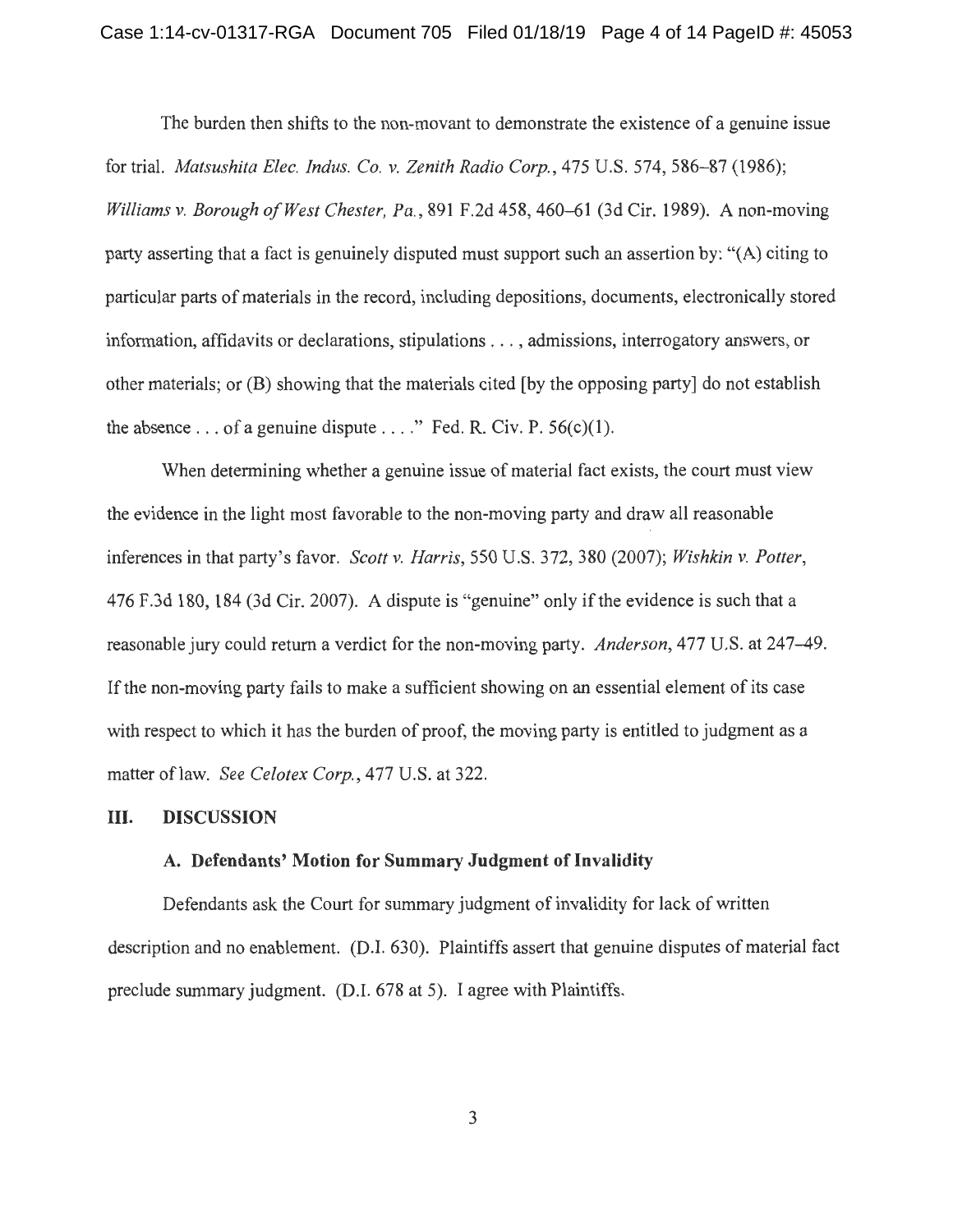The burden then shifts to the non-movant to demonstrate the existence of a genuine issue for trial. *Matsushita Elec. Indus. Co. v. Zenith Radio Corp.*, 475 U.S. 574, 586–87 (1986); *Williams v. Borough of West Chester, Pa.*, 891 F.2d 458, 460–61 (3d Cir. 1989). A non-moving party asserting that a fact is genuinely disputed must support such an assertion by: "(A) citing to particular parts of materials in the record, including depositions, documents, electronically stored information, affidavits or declarations, stipulations . . . , admissions, interrogatory answers, or other materials; or (B) showing that the materials cited [by the opposing party] do not establish the absence . . . of a genuine dispute . . . ." Fed. R. Civ. P. 56(c)(1).

When determining whether a genuine issue of material fact exists, the court must view the evidence in the light most favorable to the non-moving party and draw all reasonable inferences in that party's favor. *Scott v. Harris*, 550 U.S. 372, 380 (2007); *Wishkin v. Potter*, 476 F.3d 180, 184 (3d Cir. 2007). A dispute is "genuine" only if the evidence is such that a reasonable jury could return a verdict for the non-moving party. *Anderson*, 477 U.S. at 247–49. If the non-moving party fails to make a sufficient showing on an essential element of its case with respect to which it has the burden of proof, the moving party is entitled to judgment as a matter of law. *See Celotex Corp.*, 477 U.S. at 322.

## III. DISCUSSION

### A. Defendants' Motion for Summary Judgment of Invalidity

Defendants ask the Court for summary judgment of invalidity for lack of written description and no enablement. (D.I. 630). Plaintiffs assert that genuine disputes of material fact preclude summary judgment. (D.I. 678 at 5). I agree with Plaintiffs.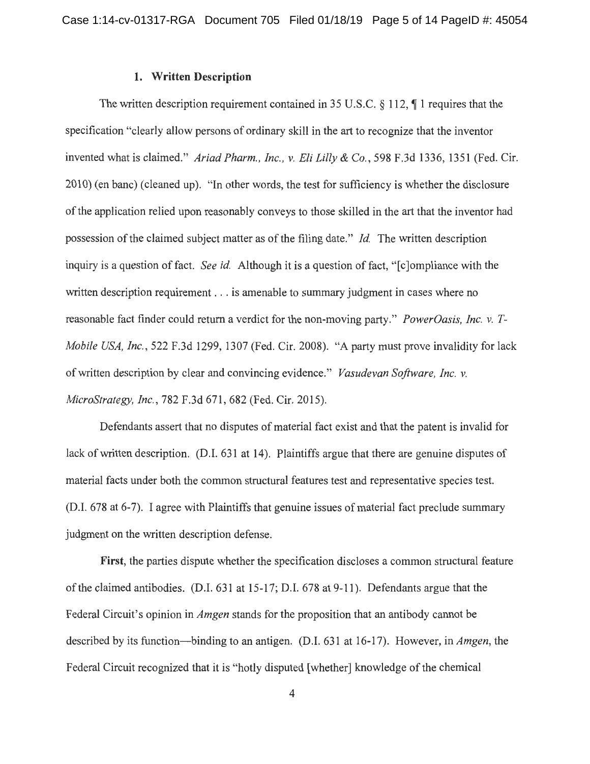### 1. Written Description

The written description requirement contained in 35 U.S.C. § 112, ¶ 1 requires that the specification "clearly allow persons of ordinary skill in the art to recognize that the inventor invented what is claimed." *Ariad Pharm., Inc., v. Eli Lilly & Co.*, 598 F.3d 1336, 1351 (Fed. Cir. 2010) (en banc) (cleaned up). "In other words, the test for sufficiency is whether the disclosure of the application relied upon reasonably conveys to those skilled in the art that the inventor had possession of the claimed subject matter as of the filing date." *Id.* The written description inquiry is a question of fact. *See id.* Although it is a question of fact, "[c]ompliance with the written description requirement . . . is amenable to summary judgment in cases where no reasonable fact finder could return a verdict for the non-moving party." *PowerOasis, Inc. v. T-Mobile USA, Inc.*, 522 F.3d 1299, 1307 (Fed. Cir. 2008). "A party must prove invalidity for lack of written description by clear and convincing evidence." *Vasudevan Software, Inc. v. MicroStrategy, Inc.*, 782 F.3d 671, 682 (Fed. Cir. 2015).

Defendants assert that no disputes of material fact exist and that the patent is invalid for lack of written description. (D.I. 631 at 14). Plaintiffs argue that there are genuine disputes of material facts under both the common structural features test and representative species test. (D.I. 678 at 6-7). I agree with Plaintiffs that genuine issues of material fact preclude summary judgment on the written description defense.

**First**, the parties dispute whether the specification discloses a common structural feature of the claimed antibodies. (D.I. 631 at 15-17; D.I. 678 at 9-11). Defendants argue that the Federal Circuit's opinion in *Amgen* stands for the proposition that an antibody cannot be described by its function—binding to an antigen. (D.I. 631 at 16-17). However, in *Amgen*, the Federal Circuit recognized that it is "hotly disputed [whether] knowledge of the chemical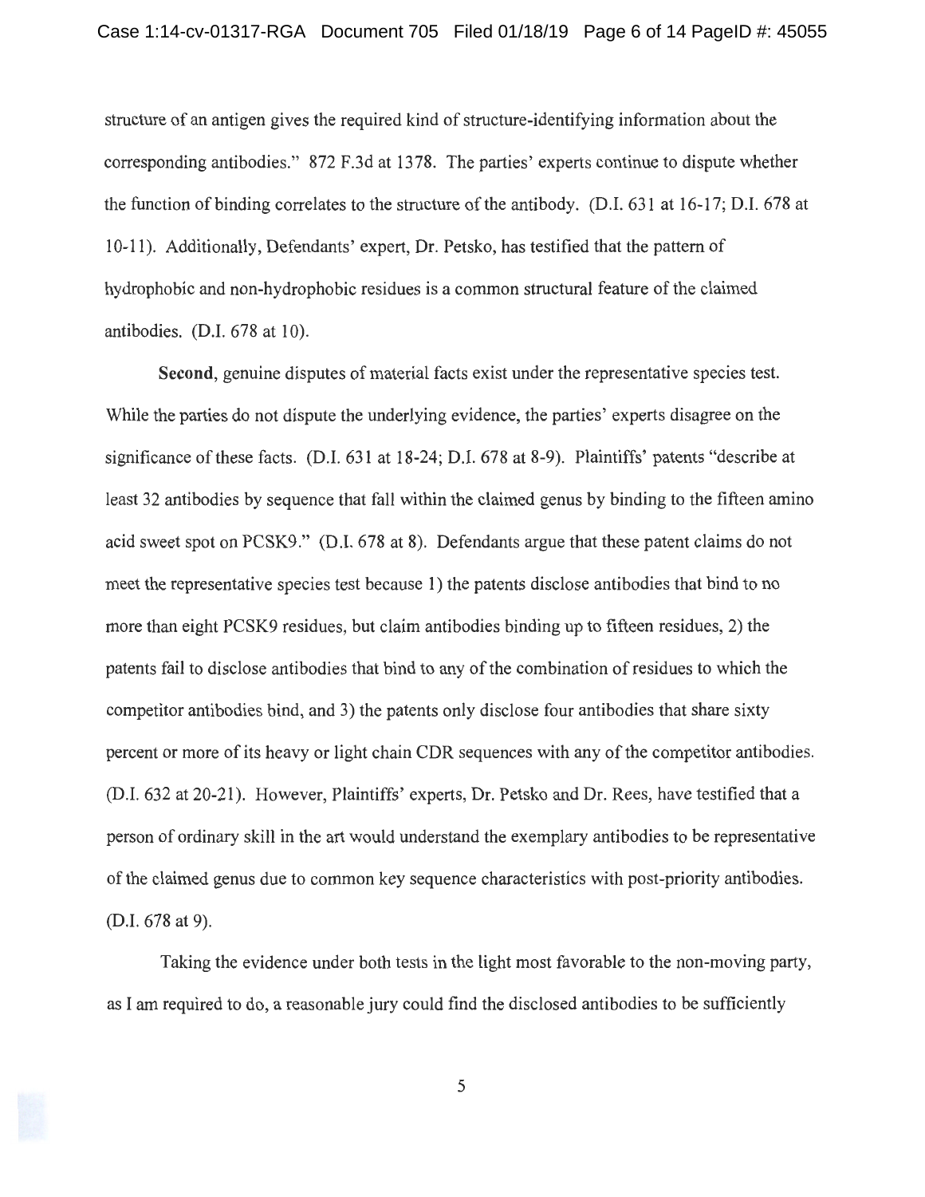structure of an antigen gives the required kind of structure-identifying information about the corresponding antibodies." 872 F.3d at 1378. The parties' experts continue to dispute whether the function of binding correlates to the structure of the antibody. (D.I. 631 at 16-17; D.I. 678 at 10-11). Additionally, Defendants' expert, Dr. Petsko, has testified that the pattern of hydrophobic and non-hydrophobic residues is a common structural feature of the claimed antibodies. (D.I. 678 at 10).

**Second**, genuine disputes of material facts exist under the representative species test. While the parties do not dispute the underlying evidence, the parties' experts disagree on the significance of these facts. (D.I. 631 at 18-24; D.I. 678 at 8-9). Plaintiffs' patents "describe at least 32 antibodies by sequence that fall within the claimed genus by binding to the fifteen amino acid sweet spot on PCSK9." (D.I. 678 at 8). Defendants argue that these patent claims do not meet the representative species test because 1) the patents disclose antibodies that bind to no more than eight PCSK9 residues, but claim antibodies binding up to fifteen residues, 2) the patents fail to disclose antibodies that bind to any of the combination of residues to which the competitor antibodies bind, and 3) the patents only disclose four antibodies that share sixty percent or more of its heavy or light chain CDR sequences with any of the competitor antibodies. (D.I. 632 at 20-21). However, Plaintiffs' experts, Dr. Petsko and Dr. Rees, have testified that a person of ordinary skill in the art would understand the exemplary antibodies to be representative of the claimed genus due to common key sequence characteristics with post-priority antibodies. (D.I. 678 at 9).

Taking the evidence under both tests in the light most favorable to the non-moving party, as I am required to do, a reasonable jury could find the disclosed antibodies to be sufficiently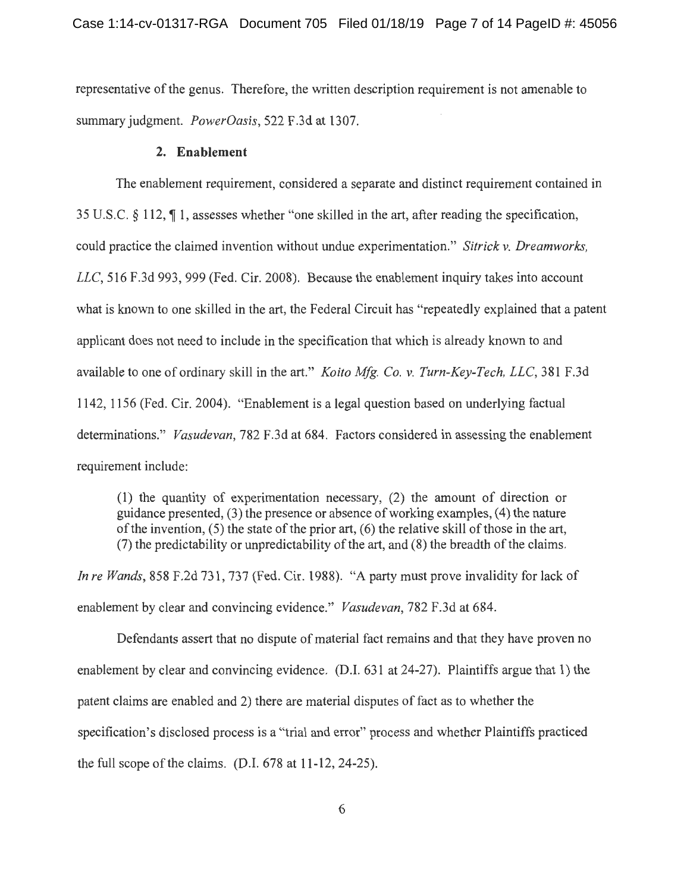representative of the genus. Therefore, the written description requirement is not amenable to summary judgment. *PowerOasis*, 522 F.3d at 1307.

### 2. Enablement

The enablement requirement, considered a separate and distinct requirement contained in 35 U.S.C. § 112, ¶ 1, assesses whether "one skilled in the art, after reading the specification, could practice the claimed invention without undue experimentation." *Sitrick v. Dreamworks, LLC*, 516 F.3d 993, 999 (Fed. Cir. 2008). Because the enablement inquiry takes into account what is known to one skilled in the art, the Federal Circuit has "repeatedly explained that a patent applicant does not need to include in the specification that which is already known to and available to one of ordinary skill in the art." *Koito Mfg. Co. v. Turn-Key-Tech, LLC*, 381 F.3d 1142, 1156 (Fed. Cir. 2004). "Enablement is a legal question based on underlying factual determinations." *Vasudevan*, 782 F.3d at 684. Factors considered in assessing the enablement requirement include:

> (1) the quantity of experimentation necessary, (2) the amount of direction or guidance presented, (3) the presence or absence of working examples, (4) the nature of the invention, (5) the state of the prior art, (6) the relative skill of those in the art, (7) the predictability or unpredictability of the art, and (8) the breadth of the claims.

*In re Wands*, 858 F.2d 731, 737 (Fed. Cir. 1988). "A party must prove invalidity for lack of enablement by clear and convincing evidence." *Vasudevan*, 782 F.3d at 684.

Defendants assert that no dispute of material fact remains and that they have proven no enablement by clear and convincing evidence. (D.I. 631 at 24-27). Plaintiffs argue that 1) the patent claims are enabled and 2) there are material disputes of fact as to whether the specification's disclosed process is a "trial and error" process and whether Plaintiffs practiced the full scope of the claims. (D.I. 678 at 11-12, 24-25).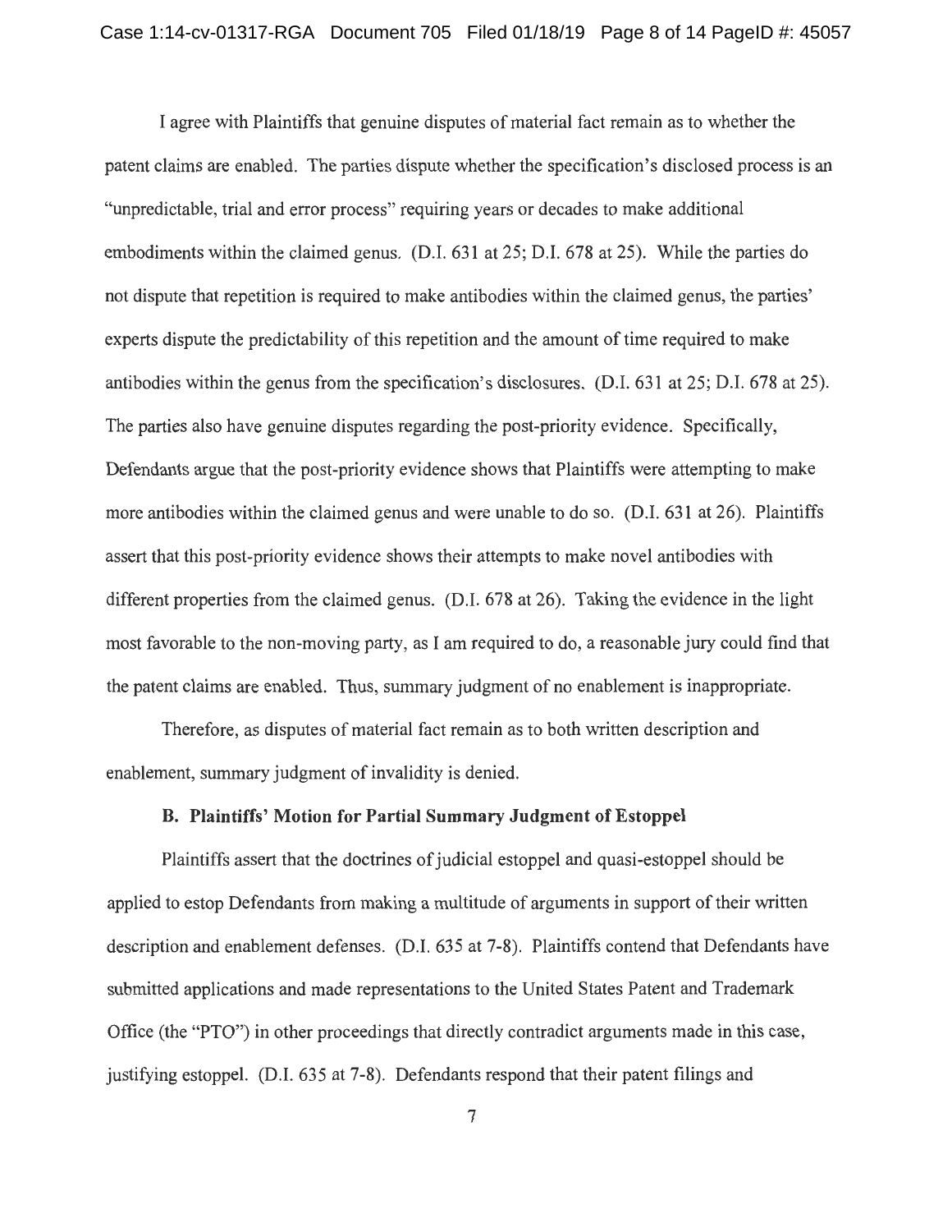I agree with Plaintiffs that genuine disputes of material fact remain as to whether the patent claims are enabled. The parties dispute whether the specification's disclosed process is an "unpredictable, trial and error process" requiring years or decades to make additional embodiments within the claimed genus. (D.I. 631 at 25; D.I. 678 at 25). While the parties do not dispute that repetition is required to make antibodies within the claimed genus, the parties' experts dispute the predictability of this repetition and the amount of time required to make antibodies within the genus from the specification's disclosures. (D.I. 631 at 25; D.I. 678 at 25). The parties also have genuine disputes regarding the post-priority evidence. Specifically, Defendants argue that the post-priority evidence shows that Plaintiffs were attempting to make more antibodies within the claimed genus and were unable to do so. (D.I. 631 at 26). Plaintiffs assert that this post-priority evidence shows their attempts to make novel antibodies with different properties from the claimed genus. (D.I. 678 at 26). Taking the evidence in the light most favorable to the non-moving party, as I am required to do, a reasonable jury could find that the patent claims are enabled. Thus, summary judgment of no enablement is inappropriate.

Therefore, as disputes of material fact remain as to both written description and enablement, summary judgment of invalidity is denied.

### B. Plaintiffs' Motion for Partial Summary Judgment of Estoppel

Plaintiffs assert that the doctrines of judicial estoppel and quasi-estoppel should be applied to estop Defendants from making a multitude of arguments in support of their written description and enablement defenses. (D.I. 635 at 7-8). Plaintiffs contend that Defendants have submitted applications and made representations to the United States Patent and Trademark Office (the "PTO") in other proceedings that directly contradict arguments made in this case, justifying estoppel. (D.I. 635 at 7-8). Defendants respond that their patent filings and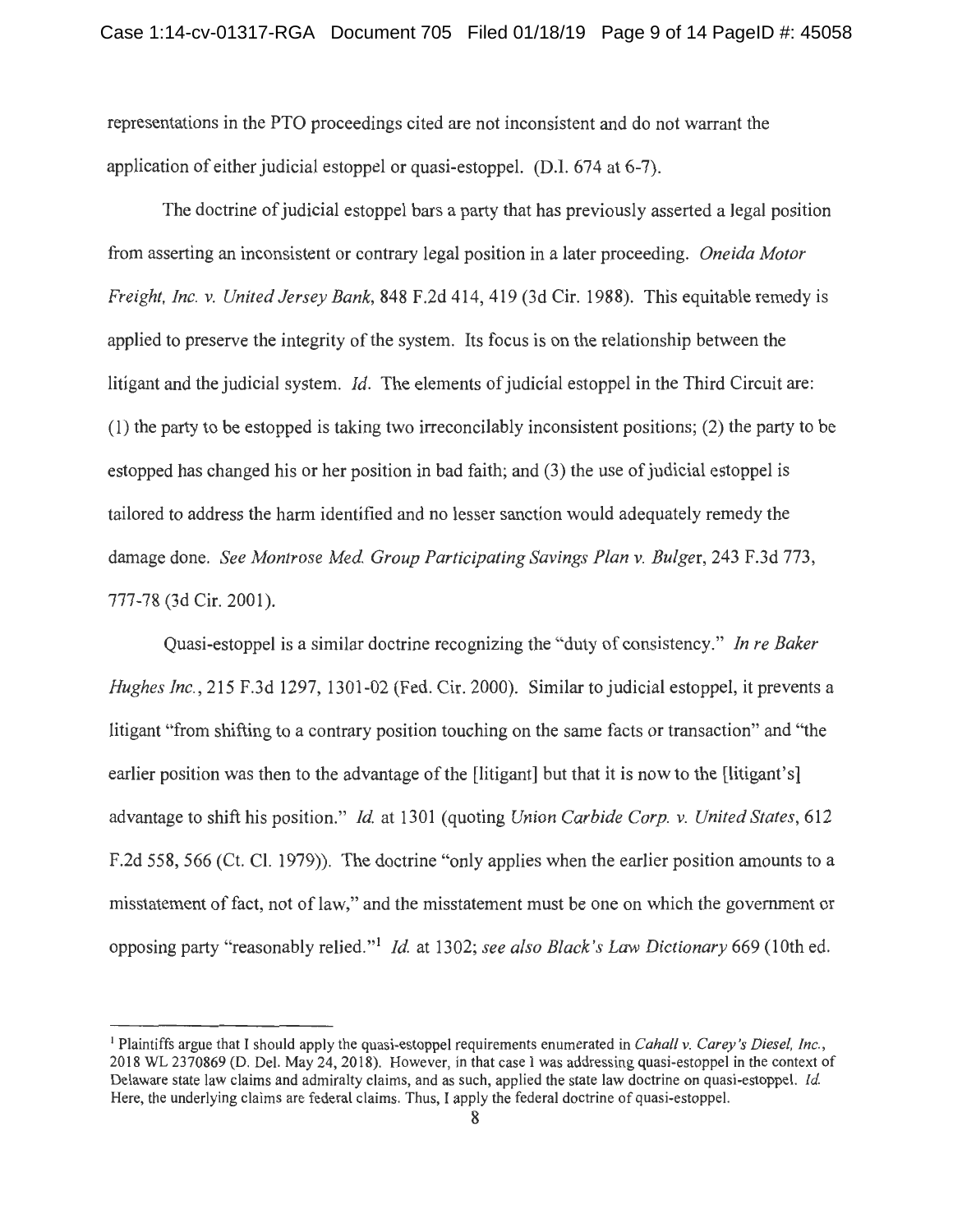representations in the PTO proceedings cited are not inconsistent and do not warrant the application of either judicial estoppel or quasi-estoppel. (D.I. 674 at 6-7).

The doctrine of judicial estoppel bars a party that has previously asserted a legal position from asserting an inconsistent or contrary legal position in a later proceeding. *Oneida Motor Freight, Inc. v. United Jersey Bank*, 848 F.2d 414, 419 (3d Cir. 1988). This equitable remedy is applied to preserve the integrity of the system. Its focus is on the relationship between the litigant and the judicial system. *Id.* The elements of judicial estoppel in the Third Circuit are: (1) the party to be estopped is taking two irreconcilably inconsistent positions; (2) the party to be estopped has changed his or her position in bad faith; and (3) the use of judicial estoppel is tailored to address the harm identified and no lesser sanction would adequately remedy the damage done. *See Montrose Med. Group Participating Savings Plan v. Bulger*, 243 F.3d 773, 777-78 (3d Cir. 2001).

Quasi-estoppel is a similar doctrine recognizing the "duty of consistency." *In re Baker Hughes Inc.*, 215 F.3d 1297, 1301-02 (Fed. Cir. 2000). Similar to judicial estoppel, it prevents a litigant "from shifting to a contrary position touching on the same facts or transaction" and "the earlier position was then to the advantage of the [litigant] but that it is now to the [litigant's] advantage to shift his position." *Id.* at 1301 (quoting *Union Carbide Corp. v. United States*, 612 F.2d 558, 566 (Ct. Cl. 1979)). The doctrine "only applies when the earlier position amounts to a misstatement of fact, not of law," and the misstatement must be one on which the government or opposing party "reasonably relied."[1] *Id.* at 1302; *see also Black's Law Dictionary* 669 (10th ed.

[1] Plaintiffs argue that I should apply the quasi-estoppel requirements enumerated in *Cahall v. Carey's Diesel, Inc.*, 2018 WL 2370869 (D. Del. May 24, 2018). However, in that case I was addressing quasi-estoppel in the context of Delaware state law claims and admiralty claims, and as such, applied the state law doctrine on quasi-estoppel. *Id.* Here, the underlying claims are federal claims. Thus, I apply the federal doctrine of quasi-estoppel.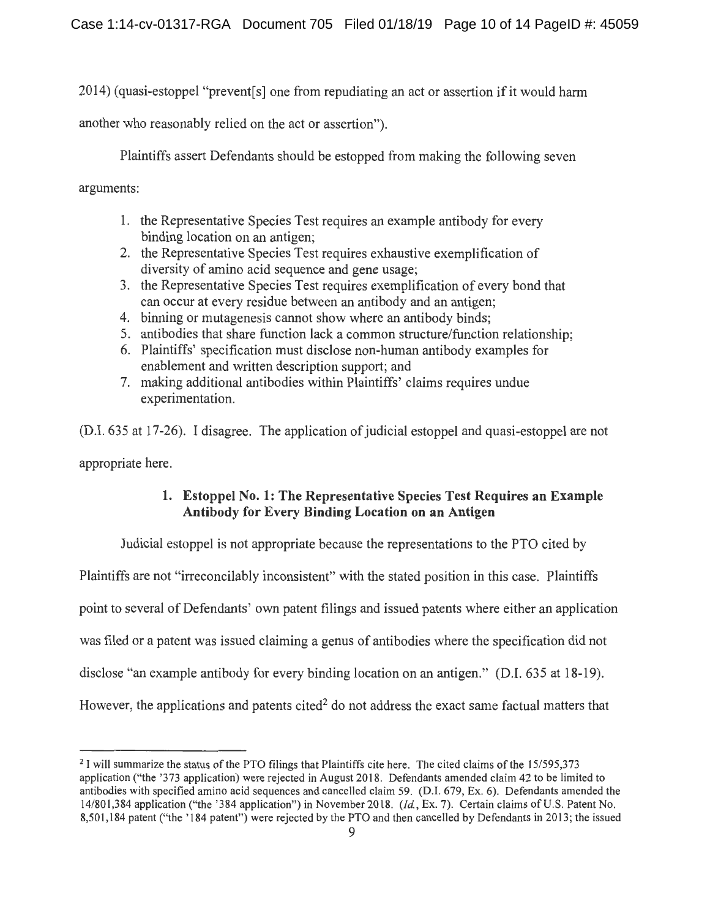2014) (quasi-estoppel "prevent[s] one from repudiating an act or assertion if it would harm another who reasonably relied on the act or assertion").

Plaintiffs assert Defendants should be estopped from making the following seven arguments:

1. the Representative Species Test requires an example antibody for every binding location on an antigen;
2. the Representative Species Test requires exhaustive exemplification of diversity of amino acid sequence and gene usage;
3. the Representative Species Test requires exemplification of every bond that can occur at every residue between an antibody and an antigen;
4. binning or mutagenesis cannot show where an antibody binds;
5. antibodies that share function lack a common structure/function relationship;
6. Plaintiffs' specification must disclose non-human antibody examples for enablement and written description support; and
7. making additional antibodies within Plaintiffs' claims requires undue experimentation.

(D.I. 635 at 17-26). I disagree. The application of judicial estoppel and quasi-estoppel are not appropriate here.

### 1. Estoppel No. 1: The Representative Species Test Requires an Example Antibody for Every Binding Location on an Antigen

Judicial estoppel is not appropriate because the representations to the PTO cited by Plaintiffs are not "irreconcilably inconsistent" with the stated position in this case. Plaintiffs point to several of Defendants' own patent filings and issued patents where either an application was filed or a patent was issued claiming a genus of antibodies where the specification did not disclose "an example antibody for every binding location on an antigen." (D.I. 635 at 18-19). However, the applications and patents cited[2] do not address the exact same factual matters that

[2] I will summarize the status of the PTO filings that Plaintiffs cite here. The cited claims of the 15/595,373 application ("the '373 application) were rejected in August 2018. Defendants amended claim 42 to be limited to antibodies with specified amino acid sequences and cancelled claim 59. (D.I. 679, Ex. 6). Defendants amended the 14/801,384 application ("the '384 application") in November 2018. (*Id.*, Ex. 7). Certain claims of U.S. Patent No. 8,501,184 patent ("the '184 patent") were rejected by the PTO and then cancelled by Defendants in 2013; the issued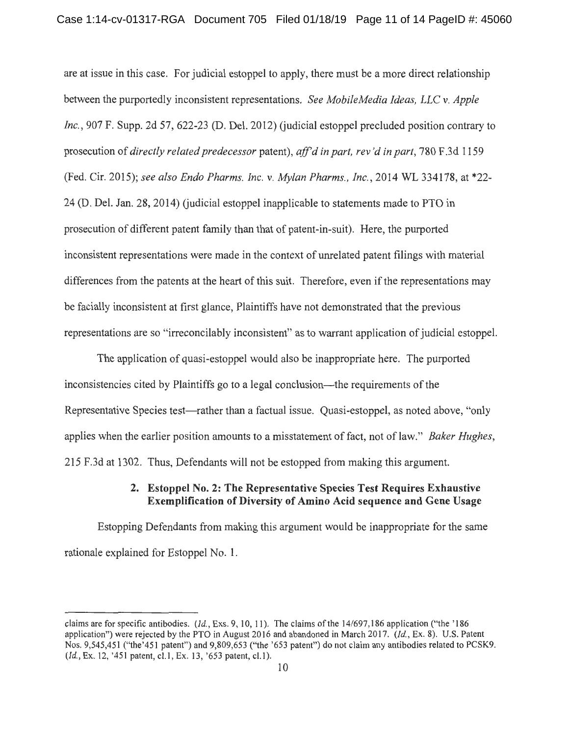are at issue in this case. For judicial estoppel to apply, there must be a more direct relationship between the purportedly inconsistent representations. *See MobileMedia Ideas, LLC v. Apple Inc.*, 907 F. Supp. 2d 57, 622-23 (D. Del. 2012) (judicial estoppel precluded position contrary to prosecution of *directly related predecessor* patent), *aff'd in part, rev'd in part*, 780 F.3d 1159 (Fed. Cir. 2015); *see also Endo Pharms. Inc. v. Mylan Pharms., Inc.*, 2014 WL 334178, at *22-24 (D. Del. Jan. 28, 2014) (judicial estoppel inapplicable to statements made to PTO in prosecution of different patent family than that of patent-in-suit). Here, the purported inconsistent representations were made in the context of unrelated patent filings with material differences from the patents at the heart of this suit. Therefore, even if the representations may be facially inconsistent at first glance, Plaintiffs have not demonstrated that the previous representations are so "irreconcilably inconsistent" as to warrant application of judicial estoppel.

The application of quasi-estoppel would also be inappropriate here. The purported inconsistencies cited by Plaintiffs go to a legal conclusion—the requirements of the Representative Species test—rather than a factual issue. Quasi-estoppel, as noted above, "only applies when the earlier position amounts to a misstatement of fact, not of law." *Baker Hughes*, 215 F.3d at 1302. Thus, Defendants will not be estopped from making this argument.

### 2. Estoppel No. 2: The Representative Species Test Requires Exhaustive Exemplification of Diversity of Amino Acid sequence and Gene Usage

Estopping Defendants from making this argument would be inappropriate for the same rationale explained for Estoppel No. 1.

---

claims are for specific antibodies. (*Id.*, Exs. 9, 10, 11). The claims of the 14/697,186 application ("the '186 application") were rejected by the PTO in August 2016 and abandoned in March 2017. (*Id.*, Ex. 8). U.S. Patent Nos. 9,545,451 ("the'451 patent") and 9,809,653 ("the '653 patent") do not claim any antibodies related to PCSK9. (*Id.*, Ex. 12, '451 patent, cl.1, Ex. 13, '653 patent, cl.1).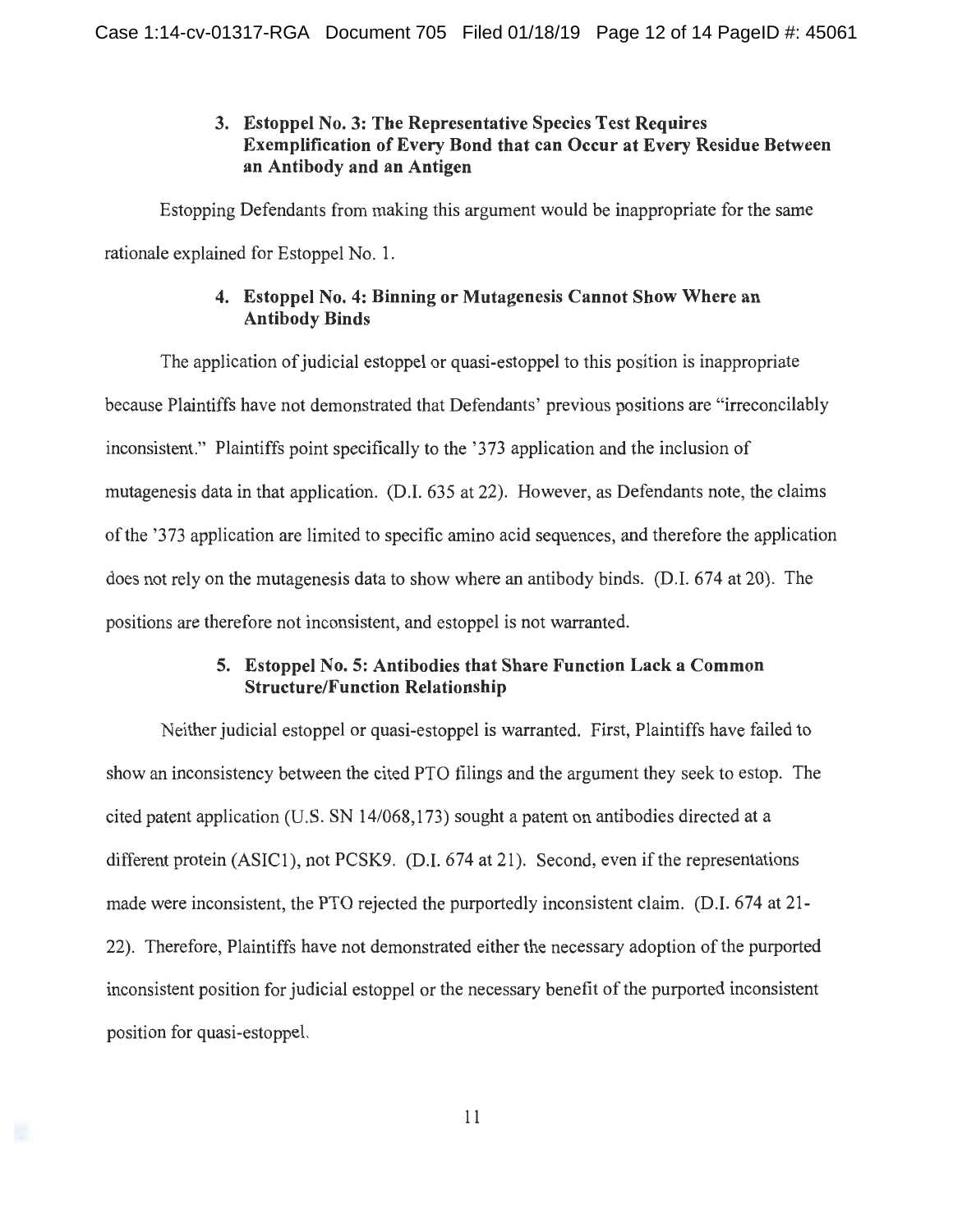### 3. Estoppel No. 3: The Representative Species Test Requires Exemplification of Every Bond that can Occur at Every Residue Between an Antibody and an Antigen

Estopping Defendants from making this argument would be inappropriate for the same rationale explained for Estoppel No. 1.

### 4. Estoppel No. 4: Binning or Mutagenesis Cannot Show Where an Antibody Binds

The application of judicial estoppel or quasi-estoppel to this position is inappropriate because Plaintiffs have not demonstrated that Defendants' previous positions are "irreconcilably inconsistent." Plaintiffs point specifically to the '373 application and the inclusion of mutagenesis data in that application. (D.I. 635 at 22). However, as Defendants note, the claims of the '373 application are limited to specific amino acid sequences, and therefore the application does not rely on the mutagenesis data to show where an antibody binds. (D.I. 674 at 20). The positions are therefore not inconsistent, and estoppel is not warranted.

### 5. Estoppel No. 5: Antibodies that Share Function Lack a Common Structure/Function Relationship

Neither judicial estoppel or quasi-estoppel is warranted. First, Plaintiffs have failed to show an inconsistency between the cited PTO filings and the argument they seek to estop. The cited patent application (U.S. SN 14/068,173) sought a patent on antibodies directed at a different protein (ASIC1), not PCSK9. (D.I. 674 at 21). Second, even if the representations made were inconsistent, the PTO rejected the purportedly inconsistent claim. (D.I. 674 at 21-22). Therefore, Plaintiffs have not demonstrated either the necessary adoption of the purported inconsistent position for judicial estoppel or the necessary benefit of the purported inconsistent position for quasi-estoppel.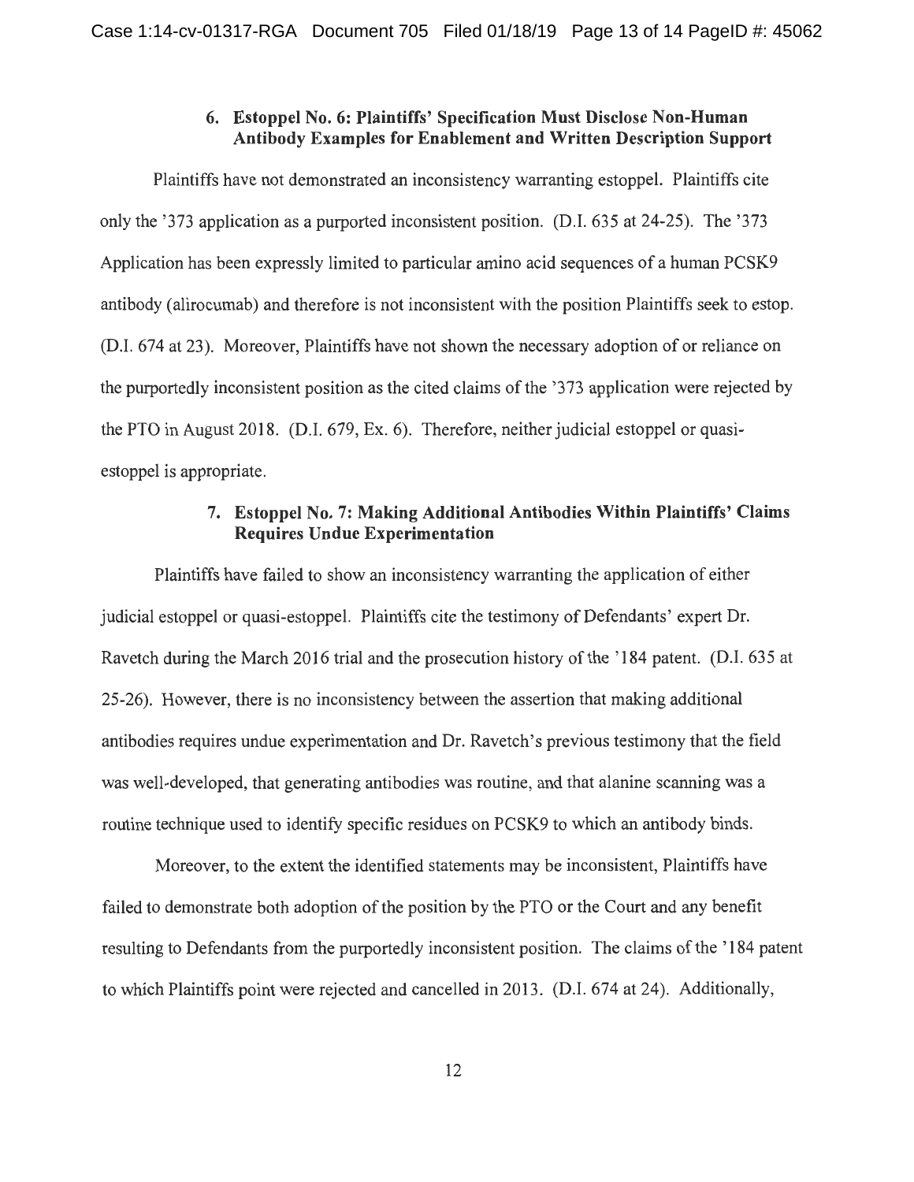### 6. Estoppel No. 6: Plaintiffs' Specification Must Disclose Non-Human Antibody Examples for Enablement and Written Description Support

Plaintiffs have not demonstrated an inconsistency warranting estoppel. Plaintiffs cite only the '373 application as a purported inconsistent position. (D.I. 635 at 24-25). The '373 Application has been expressly limited to particular amino acid sequences of a human PCSK9 antibody (alirocumab) and therefore is not inconsistent with the position Plaintiffs seek to estop. (D.I. 674 at 23). Moreover, Plaintiffs have not shown the necessary adoption of or reliance on the purportedly inconsistent position as the cited claims of the '373 application were rejected by the PTO in August 2018. (D.I. 679, Ex. 6). Therefore, neither judicial estoppel or quasi-estoppel is appropriate.

### 7. Estoppel No. 7: Making Additional Antibodies Within Plaintiffs' Claims Requires Undue Experimentation

Plaintiffs have failed to show an inconsistency warranting the application of either judicial estoppel or quasi-estoppel. Plaintiffs cite the testimony of Defendants' expert Dr. Ravetch during the March 2016 trial and the prosecution history of the '184 patent. (D.I. 635 at 25-26). However, there is no inconsistency between the assertion that making additional antibodies requires undue experimentation and Dr. Ravetch's previous testimony that the field was well-developed, that generating antibodies was routine, and that alanine scanning was a routine technique used to identify specific residues on PCSK9 to which an antibody binds.

Moreover, to the extent the identified statements may be inconsistent, Plaintiffs have failed to demonstrate both adoption of the position by the PTO or the Court and any benefit resulting to Defendants from the purportedly inconsistent position. The claims of the '184 patent to which Plaintiffs point were rejected and cancelled in 2013. (D.I. 674 at 24). Additionally,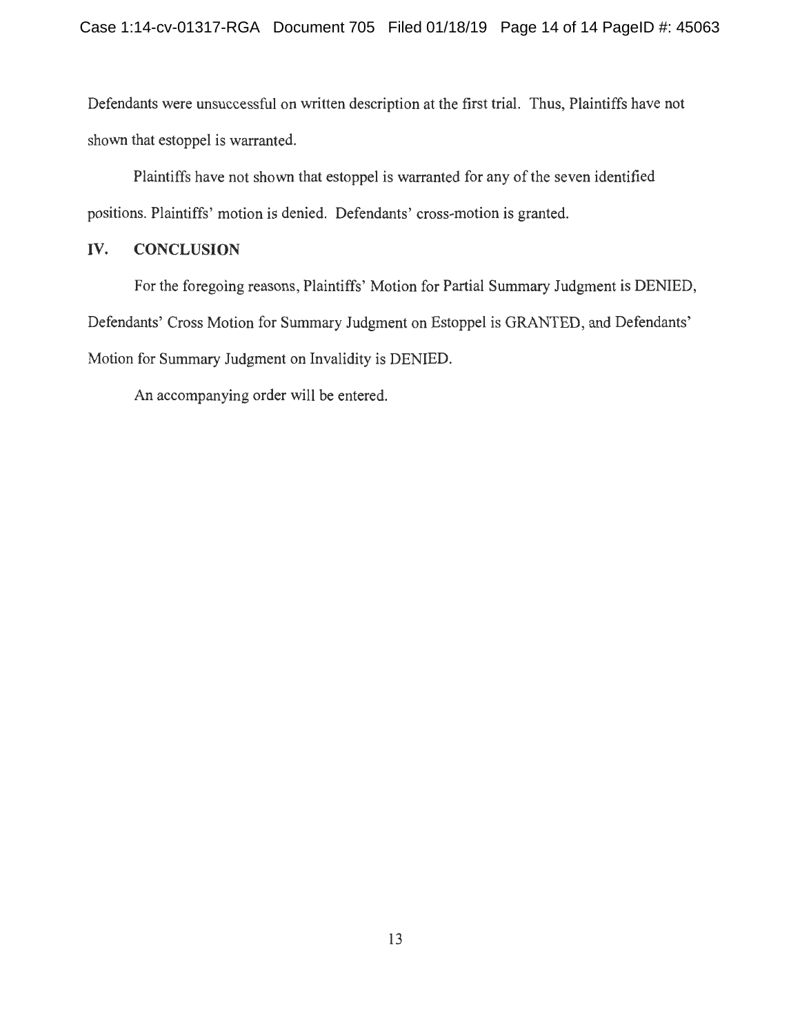Defendants were unsuccessful on written description at the first trial. Thus, Plaintiffs have not shown that estoppel is warranted.

Plaintiffs have not shown that estoppel is warranted for any of the seven identified positions. Plaintiffs' motion is denied. Defendants' cross-motion is granted.

## IV. CONCLUSION

For the foregoing reasons, Plaintiffs' Motion for Partial Summary Judgment is DENIED, Defendants' Cross Motion for Summary Judgment on Estoppel is GRANTED, and Defendants' Motion for Summary Judgment on Invalidity is DENIED.

An accompanying order will be entered.